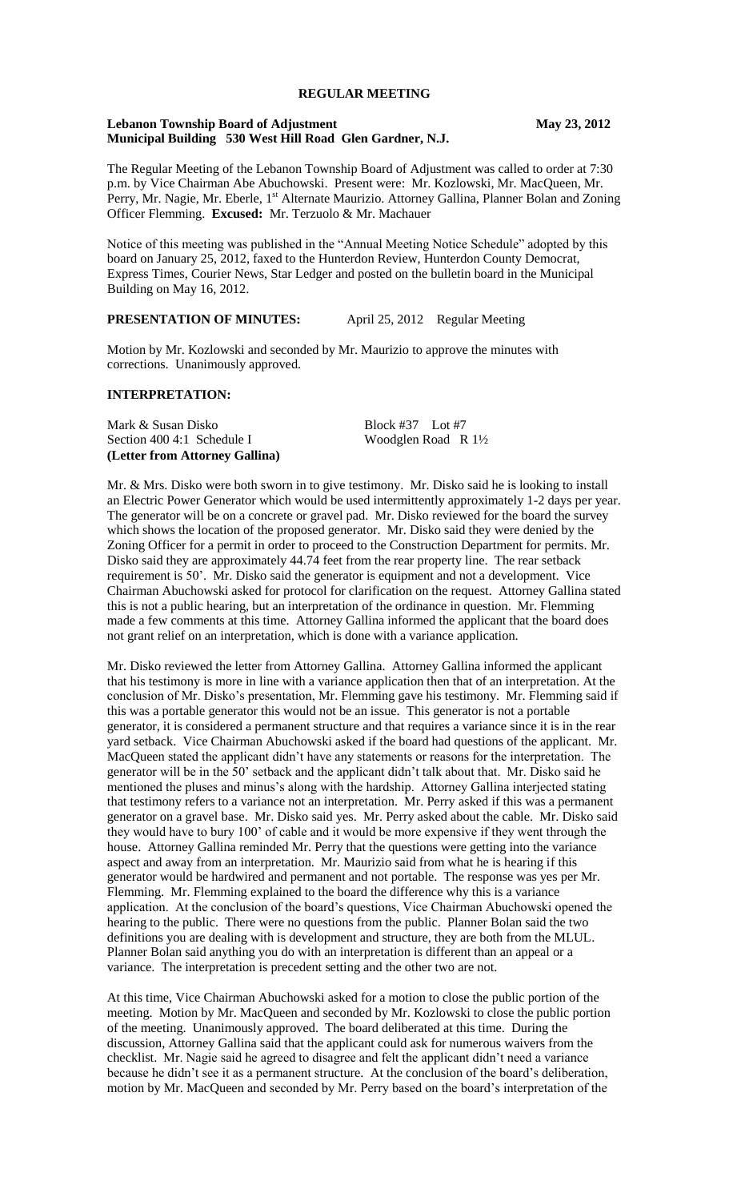# REGULAR MEETING

**Lebanon Township Board of Adjustment** **May 23, 2012**
**Municipal Building 530 West Hill Road Glen Gardner, N.J.**

The Regular Meeting of the Lebanon Township Board of Adjustment was called to order at 7:30 p.m. by Vice Chairman Abe Abuchowski. Present were: Mr. Kozlowski, Mr. MacQueen, Mr. Perry, Mr. Nagie, Mr. Eberle, 1st Alternate Maurizio. Attorney Gallina, Planner Bolan and Zoning Officer Flemming. **Excused:** Mr. Terzuolo & Mr. Machauer

Notice of this meeting was published in the "Annual Meeting Notice Schedule" adopted by this board on January 25, 2012, faxed to the Hunterdon Review, Hunterdon County Democrat, Express Times, Courier News, Star Ledger and posted on the bulletin board in the Municipal Building on May 16, 2012.

**PRESENTATION OF MINUTES:** April 25, 2012 Regular Meeting

Motion by Mr. Kozlowski and seconded by Mr. Maurizio to approve the minutes with corrections. Unanimously approved.

**INTERPRETATION:**

Mark & Susan Disko Block #37 Lot #7
Section 400 4:1 Schedule I Woodglen Road R 1½
**(Letter from Attorney Gallina)**

Mr. & Mrs. Disko were both sworn in to give testimony. Mr. Disko said he is looking to install an Electric Power Generator which would be used intermittently approximately 1-2 days per year. The generator will be on a concrete or gravel pad. Mr. Disko reviewed for the board the survey which shows the location of the proposed generator. Mr. Disko said they were denied by the Zoning Officer for a permit in order to proceed to the Construction Department for permits. Mr. Disko said they are approximately 44.74 feet from the rear property line. The rear setback requirement is 50'. Mr. Disko said the generator is equipment and not a development. Vice Chairman Abuchowski asked for protocol for clarification on the request. Attorney Gallina stated this is not a public hearing, but an interpretation of the ordinance in question. Mr. Flemming made a few comments at this time. Attorney Gallina informed the applicant that the board does not grant relief on an interpretation, which is done with a variance application.

Mr. Disko reviewed the letter from Attorney Gallina. Attorney Gallina informed the applicant that his testimony is more in line with a variance application then that of an interpretation. At the conclusion of Mr. Disko's presentation, Mr. Flemming gave his testimony. Mr. Flemming said if this was a portable generator this would not be an issue. This generator is not a portable generator, it is considered a permanent structure and that requires a variance since it is in the rear yard setback. Vice Chairman Abuchowski asked if the board had questions of the applicant. Mr. MacQueen stated the applicant didn't have any statements or reasons for the interpretation. The generator will be in the 50' setback and the applicant didn't talk about that. Mr. Disko said he mentioned the pluses and minus's along with the hardship. Attorney Gallina interjected stating that testimony refers to a variance not an interpretation. Mr. Perry asked if this was a permanent generator on a gravel base. Mr. Disko said yes. Mr. Perry asked about the cable. Mr. Disko said they would have to bury 100' of cable and it would be more expensive if they went through the house. Attorney Gallina reminded Mr. Perry that the questions were getting into the variance aspect and away from an interpretation. Mr. Maurizio said from what he is hearing if this generator would be hardwired and permanent and not portable. The response was yes per Mr. Flemming. Mr. Flemming explained to the board the difference why this is a variance application. At the conclusion of the board's questions, Vice Chairman Abuchowski opened the hearing to the public. There were no questions from the public. Planner Bolan said the two definitions you are dealing with is development and structure, they are both from the MLUL. Planner Bolan said anything you do with an interpretation is different than an appeal or a variance. The interpretation is precedent setting and the other two are not.

At this time, Vice Chairman Abuchowski asked for a motion to close the public portion of the meeting. Motion by Mr. MacQueen and seconded by Mr. Kozlowski to close the public portion of the meeting. Unanimously approved. The board deliberated at this time. During the discussion, Attorney Gallina said that the applicant could ask for numerous waivers from the checklist. Mr. Nagie said he agreed to disagree and felt the applicant didn't need a variance because he didn't see it as a permanent structure. At the conclusion of the board's deliberation, motion by Mr. MacQueen and seconded by Mr. Perry based on the board's interpretation of the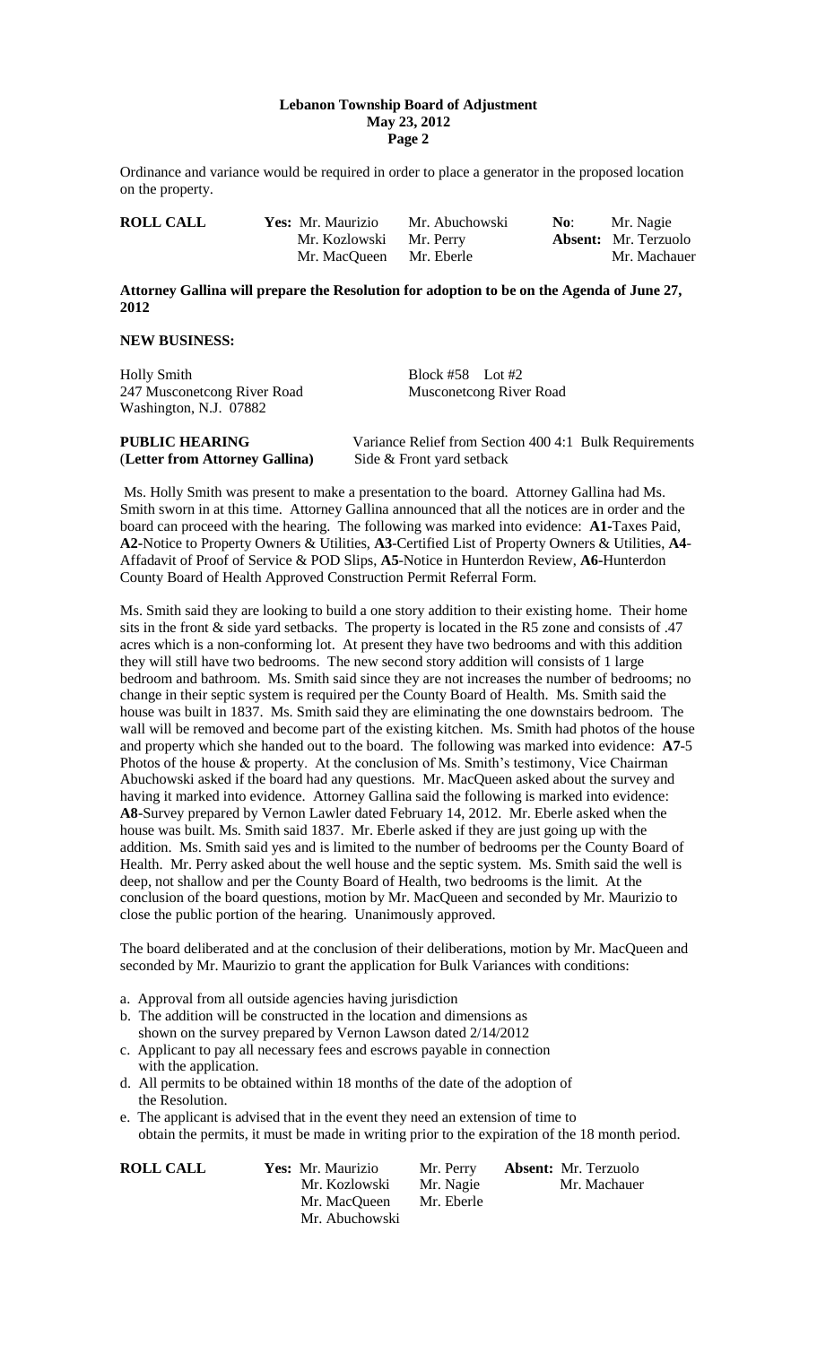Ordinance and variance would be required in order to place a generator in the proposed location on the property.

| **ROLL CALL** | **Yes:** Mr. Maurizio | Mr. Abuchowski | **No**: | Mr. Nagie |
|---|---|---|---|---|
| | Mr. Kozlowski | Mr. Perry | **Absent:** | Mr. Terzuolo |
| | Mr. MacQueen | Mr. Eberle | | Mr. Machauer |

**Attorney Gallina will prepare the Resolution for adoption to be on the Agenda of June 27, 2012**

**NEW BUSINESS:**

Holly Smith
247 Musconetcong River Road
Washington, N.J. 07882

Block #58 Lot #2
Musconetcong River Road

**PUBLIC HEARING**
(**Letter from Attorney Gallina)**

Variance Relief from Section 400 4:1 Bulk Requirements
Side & Front yard setback

Ms. Holly Smith was present to make a presentation to the board. Attorney Gallina had Ms. Smith sworn in at this time. Attorney Gallina announced that all the notices are in order and the board can proceed with the hearing. The following was marked into evidence: **A1**-Taxes Paid, **A2**-Notice to Property Owners & Utilities, **A3**-Certified List of Property Owners & Utilities, **A4**-Affadavit of Proof of Service & POD Slips, **A5**-Notice in Hunterdon Review, **A6**-Hunterdon County Board of Health Approved Construction Permit Referral Form.

Ms. Smith said they are looking to build a one story addition to their existing home. Their home sits in the front & side yard setbacks. The property is located in the R5 zone and consists of .47 acres which is a non-conforming lot. At present they have two bedrooms and with this addition they will still have two bedrooms. The new second story addition will consists of 1 large bedroom and bathroom. Ms. Smith said since they are not increases the number of bedrooms; no change in their septic system is required per the County Board of Health. Ms. Smith said the house was built in 1837. Ms. Smith said they are eliminating the one downstairs bedroom. The wall will be removed and become part of the existing kitchen. Ms. Smith had photos of the house and property which she handed out to the board. The following was marked into evidence: **A7**-5 Photos of the house & property. At the conclusion of Ms. Smith's testimony, Vice Chairman Abuchowski asked if the board had any questions. Mr. MacQueen asked about the survey and having it marked into evidence. Attorney Gallina said the following is marked into evidence: **A8**-Survey prepared by Vernon Lawler dated February 14, 2012. Mr. Eberle asked when the house was built. Ms. Smith said 1837. Mr. Eberle asked if they are just going up with the addition. Ms. Smith said yes and is limited to the number of bedrooms per the County Board of Health. Mr. Perry asked about the well house and the septic system. Ms. Smith said the well is deep, not shallow and per the County Board of Health, two bedrooms is the limit. At the conclusion of the board questions, motion by Mr. MacQueen and seconded by Mr. Maurizio to close the public portion of the hearing. Unanimously approved.

The board deliberated and at the conclusion of their deliberations, motion by Mr. MacQueen and seconded by Mr. Maurizio to grant the application for Bulk Variances with conditions:

a. Approval from all outside agencies having jurisdiction
b. The addition will be constructed in the location and dimensions as shown on the survey prepared by Vernon Lawson dated 2/14/2012
c. Applicant to pay all necessary fees and escrows payable in connection with the application.
d. All permits to be obtained within 18 months of the date of the adoption of the Resolution.
e. The applicant is advised that in the event they need an extension of time to obtain the permits, it must be made in writing prior to the expiration of the 18 month period.

| **ROLL CALL** | **Yes:** Mr. Maurizio | Mr. Perry | **Absent:** Mr. Terzuolo |
|---|---|---|---|
| | Mr. Kozlowski | Mr. Nagie | Mr. Machauer |
| | Mr. MacQueen | Mr. Eberle | |
| | Mr. Abuchowski | | |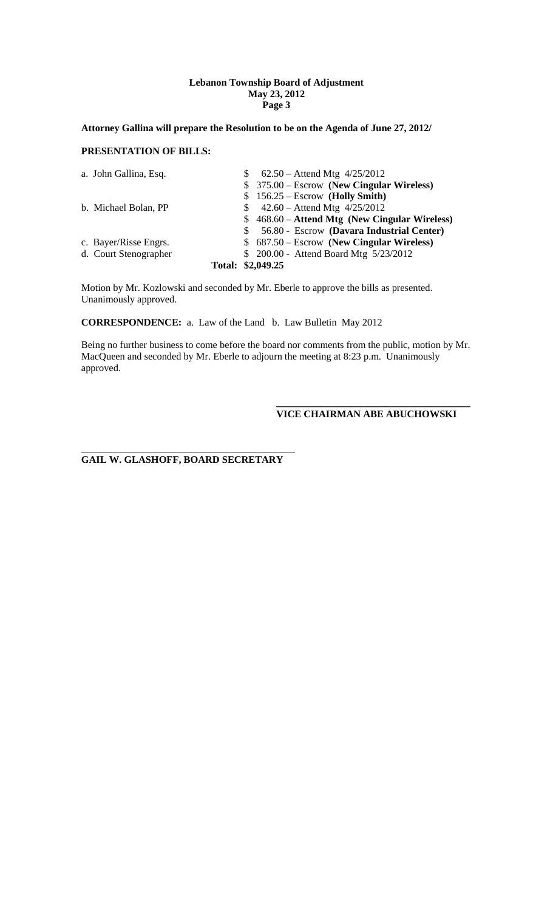**Attorney Gallina will prepare the Resolution to be on the Agenda of June 27, 2012/**

**PRESENTATION OF BILLS:**

| | | |
|---|---|---|
| a. John Gallina, Esq. | $ 62.50 | – Attend Mtg 4/25/2012 |
| | $ 375.00 | – Escrow **(New Cingular Wireless)** |
| | $ 156.25 | – Escrow **(Holly Smith)** |
| b. Michael Bolan, PP | $ 42.60 | – Attend Mtg 4/25/2012 |
| | $ 468.60 | – **Attend Mtg (New Cingular Wireless)** |
| | $ 56.80 | - Escrow **(Davara Industrial Center)** |
| c. Bayer/Risse Engrs. | $ 687.50 | – Escrow **(New Cingular Wireless)** |
| d. Court Stenographer | $ 200.00 | - Attend Board Mtg 5/23/2012 |
| **Total:** | **$2,049.25** | |

Motion by Mr. Kozlowski and seconded by Mr. Eberle to approve the bills as presented. Unanimously approved.

**CORRESPONDENCE:** a. Law of the Land b. Law Bulletin May 2012

Being no further business to come before the board nor comments from the public, motion by Mr. MacQueen and seconded by Mr. Eberle to adjourn the meeting at 8:23 p.m. Unanimously approved.

______________________________________

**VICE CHAIRMAN ABE ABUCHOWSKI**

______________________________________

**GAIL W. GLASHOFF, BOARD SECRETARY**